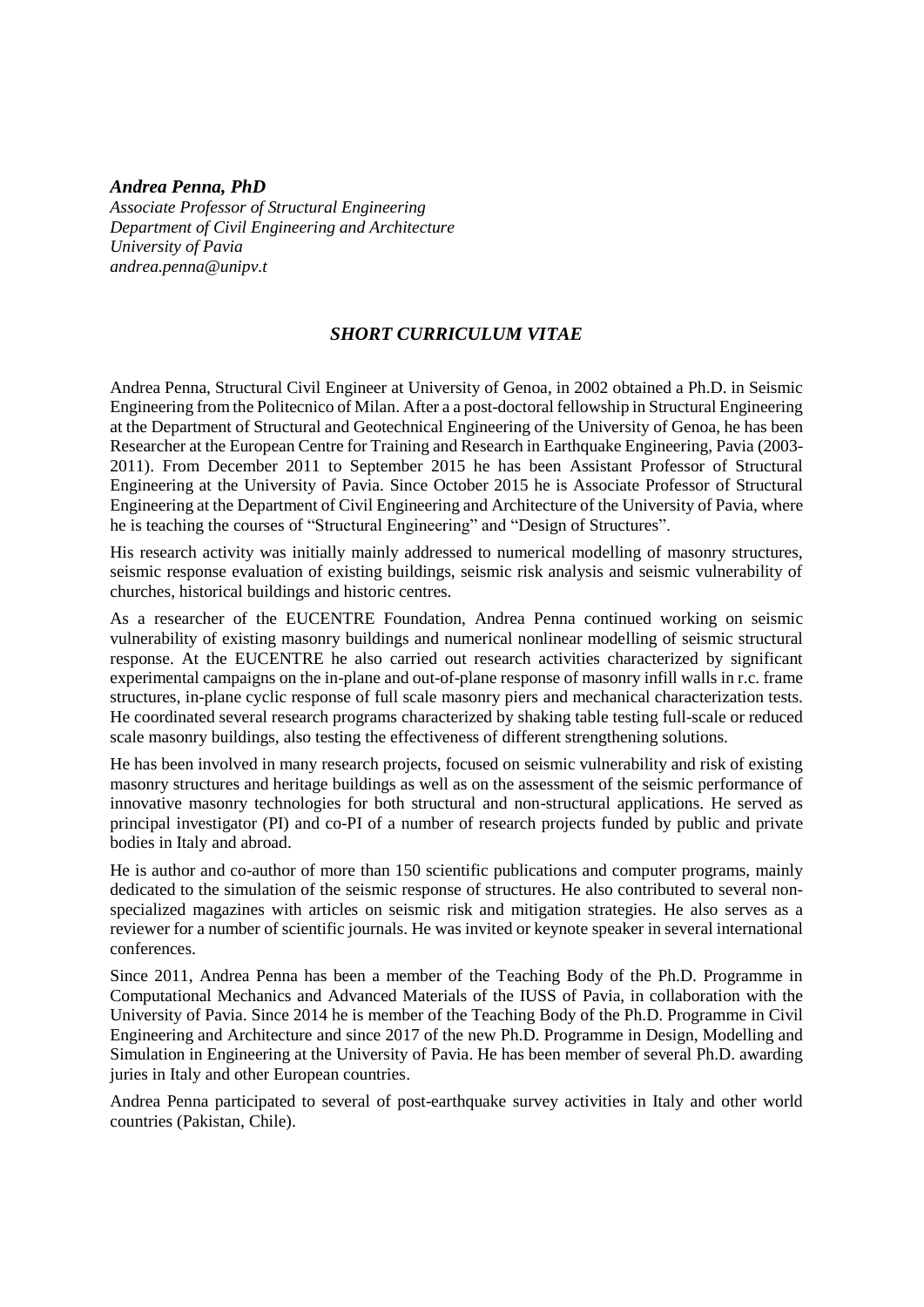***Andrea Penna, PhD***
*Associate Professor of Structural Engineering*
*Department of Civil Engineering and Architecture*
*University of Pavia*
*andrea.penna@unipv.t*

## *SHORT CURRICULUM VITAE*

Andrea Penna, Structural Civil Engineer at University of Genoa, in 2002 obtained a Ph.D. in Seismic Engineering from the Politecnico of Milan. After a a post-doctoral fellowship in Structural Engineering at the Department of Structural and Geotechnical Engineering of the University of Genoa, he has been Researcher at the European Centre for Training and Research in Earthquake Engineering, Pavia (2003-2011). From December 2011 to September 2015 he has been Assistant Professor of Structural Engineering at the University of Pavia. Since October 2015 he is Associate Professor of Structural Engineering at the Department of Civil Engineering and Architecture of the University of Pavia, where he is teaching the courses of "Structural Engineering" and "Design of Structures".

His research activity was initially mainly addressed to numerical modelling of masonry structures, seismic response evaluation of existing buildings, seismic risk analysis and seismic vulnerability of churches, historical buildings and historic centres.

As a researcher of the EUCENTRE Foundation, Andrea Penna continued working on seismic vulnerability of existing masonry buildings and numerical nonlinear modelling of seismic structural response. At the EUCENTRE he also carried out research activities characterized by significant experimental campaigns on the in-plane and out-of-plane response of masonry infill walls in r.c. frame structures, in-plane cyclic response of full scale masonry piers and mechanical characterization tests. He coordinated several research programs characterized by shaking table testing full-scale or reduced scale masonry buildings, also testing the effectiveness of different strengthening solutions.

He has been involved in many research projects, focused on seismic vulnerability and risk of existing masonry structures and heritage buildings as well as on the assessment of the seismic performance of innovative masonry technologies for both structural and non-structural applications. He served as principal investigator (PI) and co-PI of a number of research projects funded by public and private bodies in Italy and abroad.

He is author and co-author of more than 150 scientific publications and computer programs, mainly dedicated to the simulation of the seismic response of structures. He also contributed to several non-specialized magazines with articles on seismic risk and mitigation strategies. He also serves as a reviewer for a number of scientific journals. He was invited or keynote speaker in several international conferences.

Since 2011, Andrea Penna has been a member of the Teaching Body of the Ph.D. Programme in Computational Mechanics and Advanced Materials of the IUSS of Pavia, in collaboration with the University of Pavia. Since 2014 he is member of the Teaching Body of the Ph.D. Programme in Civil Engineering and Architecture and since 2017 of the new Ph.D. Programme in Design, Modelling and Simulation in Engineering at the University of Pavia. He has been member of several Ph.D. awarding juries in Italy and other European countries.

Andrea Penna participated to several of post-earthquake survey activities in Italy and other world countries (Pakistan, Chile).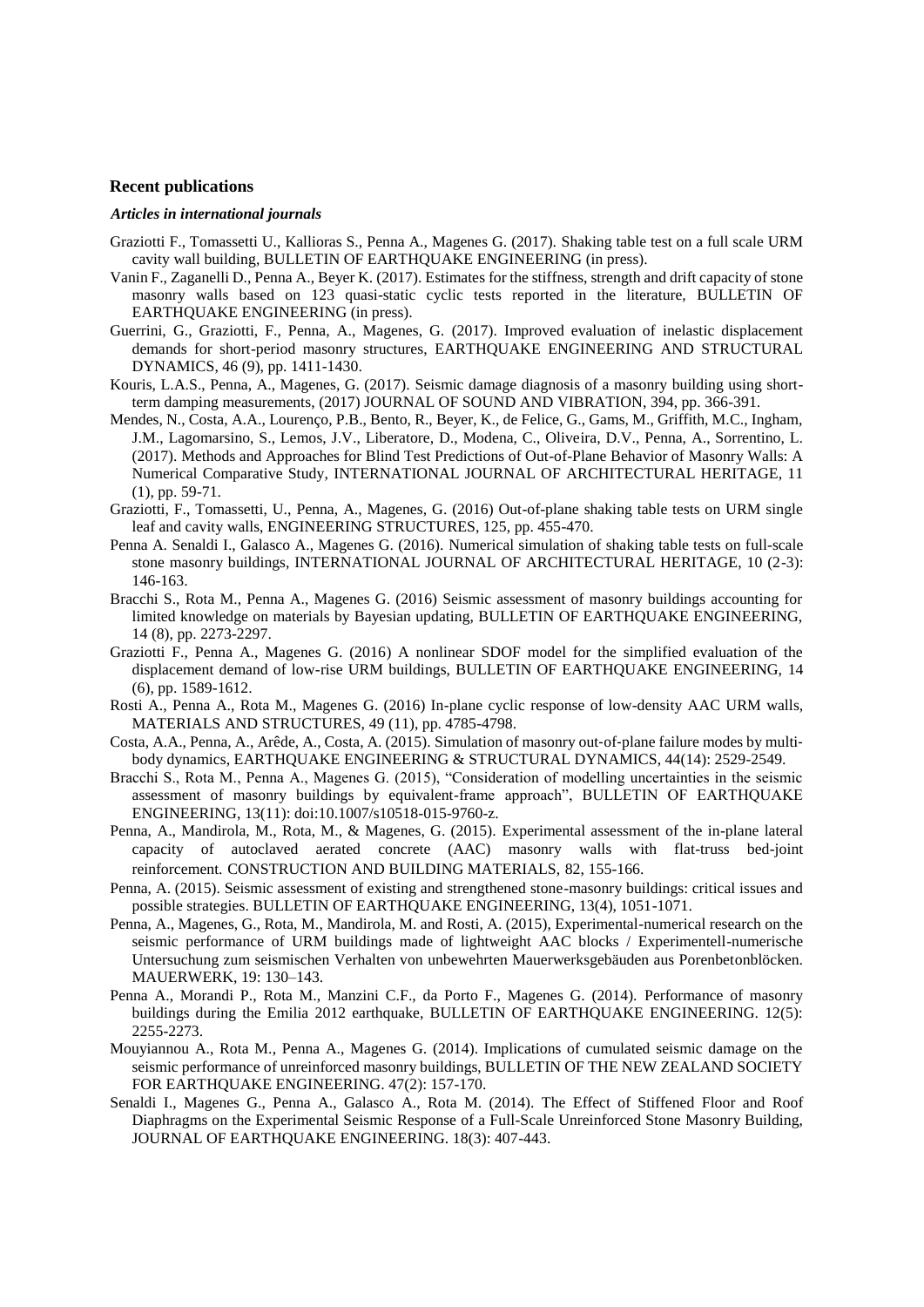## Recent publications

### *Articles in international journals*

Graziotti F., Tomassetti U., Kallioras S., Penna A., Magenes G. (2017). Shaking table test on a full scale URM cavity wall building, BULLETIN OF EARTHQUAKE ENGINEERING (in press).

Vanin F., Zaganelli D., Penna A., Beyer K. (2017). Estimates for the stiffness, strength and drift capacity of stone masonry walls based on 123 quasi-static cyclic tests reported in the literature, BULLETIN OF EARTHQUAKE ENGINEERING (in press).

Guerrini, G., Graziotti, F., Penna, A., Magenes, G. (2017). Improved evaluation of inelastic displacement demands for short-period masonry structures, EARTHQUAKE ENGINEERING AND STRUCTURAL DYNAMICS, 46 (9), pp. 1411-1430.

Kouris, L.A.S., Penna, A., Magenes, G. (2017). Seismic damage diagnosis of a masonry building using short-term damping measurements, (2017) JOURNAL OF SOUND AND VIBRATION, 394, pp. 366-391.

Mendes, N., Costa, A.A., Lourenço, P.B., Bento, R., Beyer, K., de Felice, G., Gams, M., Griffith, M.C., Ingham, J.M., Lagomarsino, S., Lemos, J.V., Liberatore, D., Modena, C., Oliveira, D.V., Penna, A., Sorrentino, L. (2017). Methods and Approaches for Blind Test Predictions of Out-of-Plane Behavior of Masonry Walls: A Numerical Comparative Study, INTERNATIONAL JOURNAL OF ARCHITECTURAL HERITAGE, 11 (1), pp. 59-71.

Graziotti, F., Tomassetti, U., Penna, A., Magenes, G. (2016) Out-of-plane shaking table tests on URM single leaf and cavity walls, ENGINEERING STRUCTURES, 125, pp. 455-470.

Penna A. Senaldi I., Galasco A., Magenes G. (2016). Numerical simulation of shaking table tests on full-scale stone masonry buildings, INTERNATIONAL JOURNAL OF ARCHITECTURAL HERITAGE, 10 (2-3): 146-163.

Bracchi S., Rota M., Penna A., Magenes G. (2016) Seismic assessment of masonry buildings accounting for limited knowledge on materials by Bayesian updating, BULLETIN OF EARTHQUAKE ENGINEERING, 14 (8), pp. 2273-2297.

Graziotti F., Penna A., Magenes G. (2016) A nonlinear SDOF model for the simplified evaluation of the displacement demand of low-rise URM buildings, BULLETIN OF EARTHQUAKE ENGINEERING, 14 (6), pp. 1589-1612.

Rosti A., Penna A., Rota M., Magenes G. (2016) In-plane cyclic response of low-density AAC URM walls, MATERIALS AND STRUCTURES, 49 (11), pp. 4785-4798.

Costa, A.A., Penna, A., Arêde, A., Costa, A. (2015). Simulation of masonry out-of-plane failure modes by multi-body dynamics, EARTHQUAKE ENGINEERING & STRUCTURAL DYNAMICS, 44(14): 2529-2549.

Bracchi S., Rota M., Penna A., Magenes G. (2015), "Consideration of modelling uncertainties in the seismic assessment of masonry buildings by equivalent-frame approach", BULLETIN OF EARTHQUAKE ENGINEERING, 13(11): doi:10.1007/s10518-015-9760-z.

Penna, A., Mandirola, M., Rota, M., & Magenes, G. (2015). Experimental assessment of the in-plane lateral capacity of autoclaved aerated concrete (AAC) masonry walls with flat-truss bed-joint reinforcement. CONSTRUCTION AND BUILDING MATERIALS, 82, 155-166.

Penna, A. (2015). Seismic assessment of existing and strengthened stone-masonry buildings: critical issues and possible strategies. BULLETIN OF EARTHQUAKE ENGINEERING, 13(4), 1051-1071.

Penna, A., Magenes, G., Rota, M., Mandirola, M. and Rosti, A. (2015), Experimental-numerical research on the seismic performance of URM buildings made of lightweight AAC blocks / Experimentell-numerische Untersuchung zum seismischen Verhalten von unbewehrten Mauerwerksgebäuden aus Porenbetonblöcken. MAUERWERK, 19: 130–143.

Penna A., Morandi P., Rota M., Manzini C.F., da Porto F., Magenes G. (2014). Performance of masonry buildings during the Emilia 2012 earthquake, BULLETIN OF EARTHQUAKE ENGINEERING. 12(5): 2255-2273.

Mouyiannou A., Rota M., Penna A., Magenes G. (2014). Implications of cumulated seismic damage on the seismic performance of unreinforced masonry buildings, BULLETIN OF THE NEW ZEALAND SOCIETY FOR EARTHQUAKE ENGINEERING. 47(2): 157-170.

Senaldi I., Magenes G., Penna A., Galasco A., Rota M. (2014). The Effect of Stiffened Floor and Roof Diaphragms on the Experimental Seismic Response of a Full-Scale Unreinforced Stone Masonry Building, JOURNAL OF EARTHQUAKE ENGINEERING. 18(3): 407-443.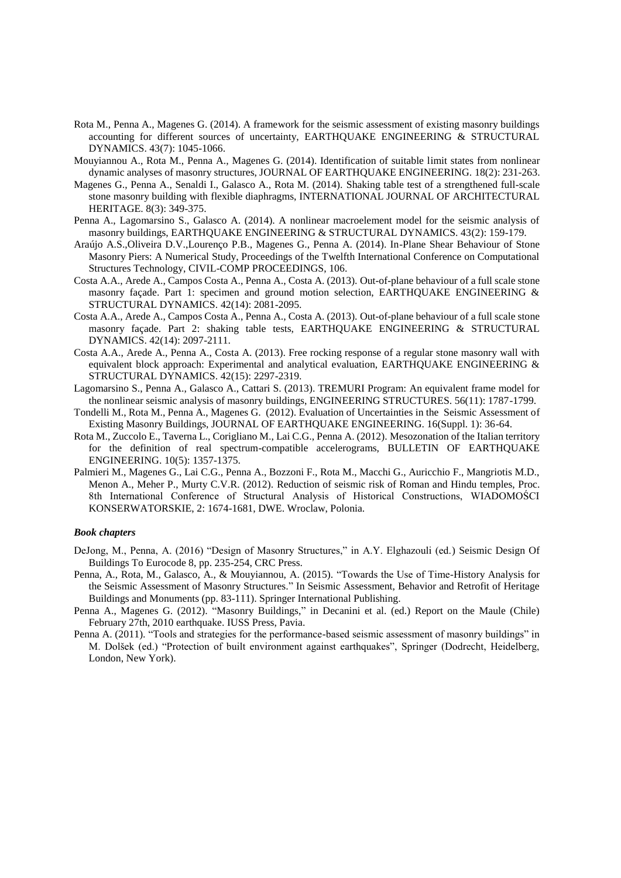Rota M., Penna A., Magenes G. (2014). A framework for the seismic assessment of existing masonry buildings accounting for different sources of uncertainty, EARTHQUAKE ENGINEERING & STRUCTURAL DYNAMICS. 43(7): 1045-1066.

Mouyiannou A., Rota M., Penna A., Magenes G. (2014). Identification of suitable limit states from nonlinear dynamic analyses of masonry structures, JOURNAL OF EARTHQUAKE ENGINEERING. 18(2): 231-263.

Magenes G., Penna A., Senaldi I., Galasco A., Rota M. (2014). Shaking table test of a strengthened full-scale stone masonry building with flexible diaphragms, INTERNATIONAL JOURNAL OF ARCHITECTURAL HERITAGE. 8(3): 349-375.

Penna A., Lagomarsino S., Galasco A. (2014). A nonlinear macroelement model for the seismic analysis of masonry buildings, EARTHQUAKE ENGINEERING & STRUCTURAL DYNAMICS. 43(2): 159-179.

Araújo A.S.,Oliveira D.V.,Lourenço P.B., Magenes G., Penna A. (2014). In-Plane Shear Behaviour of Stone Masonry Piers: A Numerical Study, Proceedings of the Twelfth International Conference on Computational Structures Technology, CIVIL-COMP PROCEEDINGS, 106.

Costa A.A., Arede A., Campos Costa A., Penna A., Costa A. (2013). Out-of-plane behaviour of a full scale stone masonry façade. Part 1: specimen and ground motion selection, EARTHQUAKE ENGINEERING & STRUCTURAL DYNAMICS. 42(14): 2081-2095.

Costa A.A., Arede A., Campos Costa A., Penna A., Costa A. (2013). Out-of-plane behaviour of a full scale stone masonry façade. Part 2: shaking table tests, EARTHQUAKE ENGINEERING & STRUCTURAL DYNAMICS. 42(14): 2097-2111.

Costa A.A., Arede A., Penna A., Costa A. (2013). Free rocking response of a regular stone masonry wall with equivalent block approach: Experimental and analytical evaluation, EARTHQUAKE ENGINEERING & STRUCTURAL DYNAMICS. 42(15): 2297-2319.

Lagomarsino S., Penna A., Galasco A., Cattari S. (2013). TREMURI Program: An equivalent frame model for the nonlinear seismic analysis of masonry buildings, ENGINEERING STRUCTURES. 56(11): 1787-1799.

Tondelli M., Rota M., Penna A., Magenes G. (2012). Evaluation of Uncertainties in the Seismic Assessment of Existing Masonry Buildings, JOURNAL OF EARTHQUAKE ENGINEERING. 16(Suppl. 1): 36-64.

Rota M., Zuccolo E., Taverna L., Corigliano M., Lai C.G., Penna A. (2012). Mesozonation of the Italian territory for the definition of real spectrum-compatible accelerograms, BULLETIN OF EARTHQUAKE ENGINEERING. 10(5): 1357-1375.

Palmieri M., Magenes G., Lai C.G., Penna A., Bozzoni F., Rota M., Macchi G., Auricchio F., Mangriotis M.D., Menon A., Meher P., Murty C.V.R. (2012). Reduction of seismic risk of Roman and Hindu temples, Proc. 8th International Conference of Structural Analysis of Historical Constructions, WIADOMOŚCI KONSERWATORSKIE, 2: 1674-1681, DWE. Wroclaw, Polonia.

***Book chapters***

DeJong, M., Penna, A. (2016) "Design of Masonry Structures," in A.Y. Elghazouli (ed.) Seismic Design Of Buildings To Eurocode 8, pp. 235-254, CRC Press.

Penna, A., Rota, M., Galasco, A., & Mouyiannou, A. (2015). "Towards the Use of Time-History Analysis for the Seismic Assessment of Masonry Structures." In Seismic Assessment, Behavior and Retrofit of Heritage Buildings and Monuments (pp. 83-111). Springer International Publishing.

Penna A., Magenes G. (2012). "Masonry Buildings," in Decanini et al. (ed.) Report on the Maule (Chile) February 27th, 2010 earthquake. IUSS Press, Pavia.

Penna A. (2011). "Tools and strategies for the performance-based seismic assessment of masonry buildings" in M. Dolšek (ed.) "Protection of built environment against earthquakes", Springer (Dodrecht, Heidelberg, London, New York).